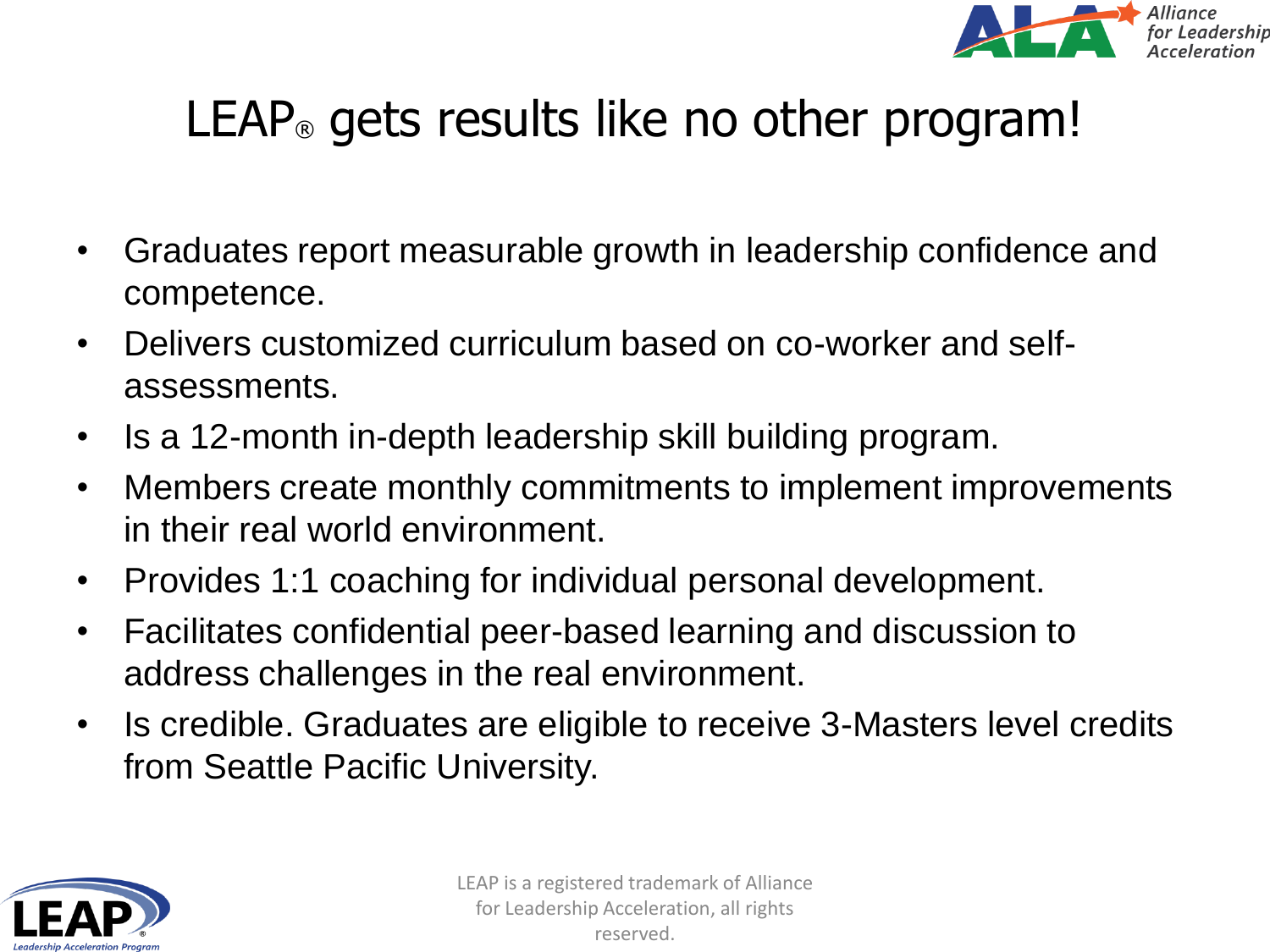# LEAP® gets results like no other program!

- Graduates report measurable growth in leadership confidence and competence.
- Delivers customized curriculum based on co-worker and self-assessments.
- Is a 12-month in-depth leadership skill building program.
- Members create monthly commitments to implement improvements in their real world environment.
- Provides 1:1 coaching for individual personal development.
- Facilitates confidential peer-based learning and discussion to address challenges in the real environment.
- Is credible. Graduates are eligible to receive 3-Masters level credits from Seattle Pacific University.

LEAP is a registered trademark of Alliance for Leadership Acceleration, all rights reserved.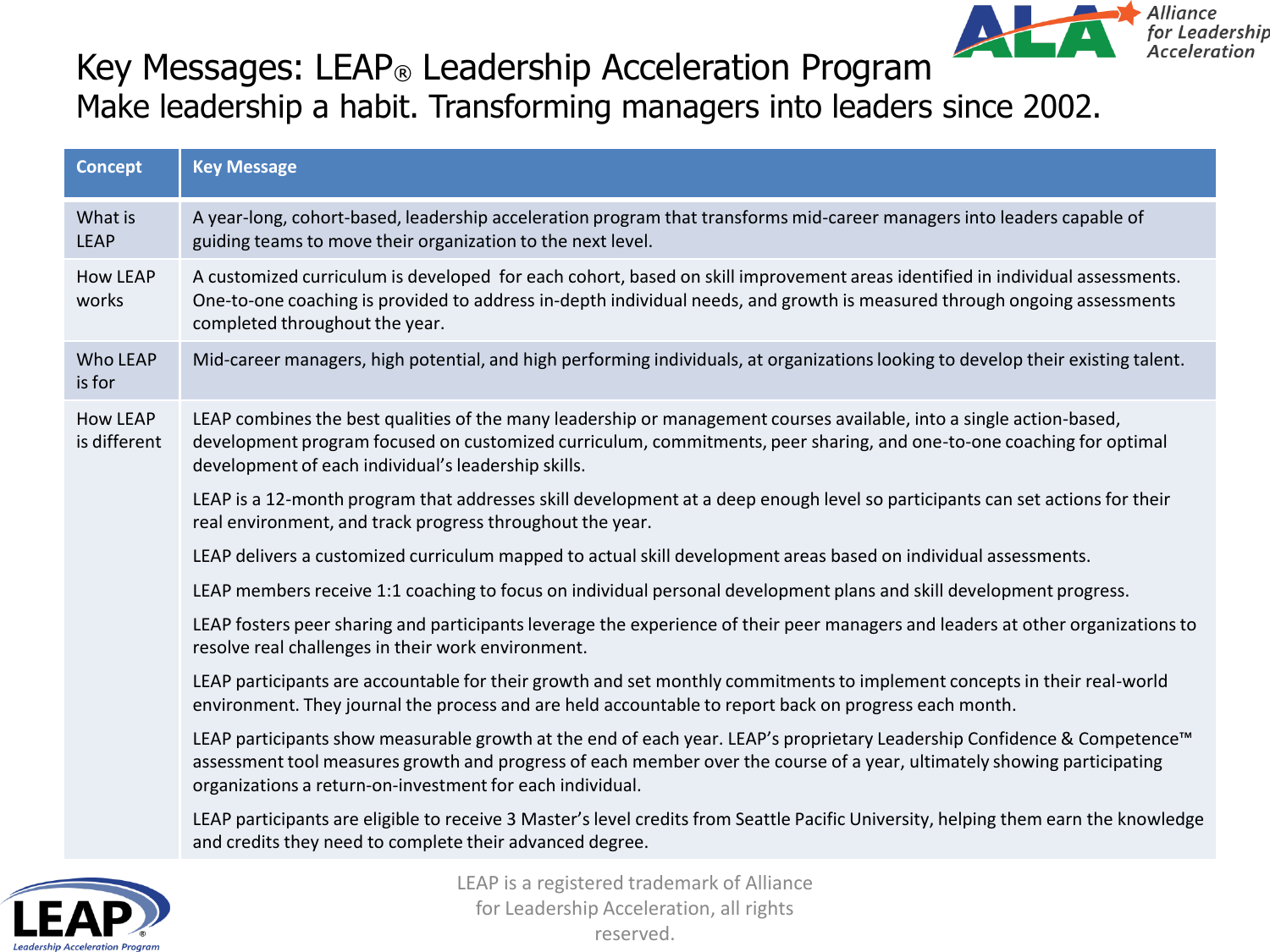# Key Messages: LEAP® Leadership Acceleration Program

Make leadership a habit. Transforming managers into leaders since 2002.

| Concept | Key Message |
|---|---|
| What is LEAP | A year-long, cohort-based, leadership acceleration program that transforms mid-career managers into leaders capable of guiding teams to move their organization to the next level. |
| How LEAP works | A customized curriculum is developed for each cohort, based on skill improvement areas identified in individual assessments. One-to-one coaching is provided to address in-depth individual needs, and growth is measured through ongoing assessments completed throughout the year. |
| Who LEAP is for | Mid-career managers, high potential, and high performing individuals, at organizations looking to develop their existing talent. |
| How LEAP is different | LEAP combines the best qualities of the many leadership or management courses available, into a single action-based, development program focused on customized curriculum, commitments, peer sharing, and one-to-one coaching for optimal development of each individual's leadership skills.<br><br>LEAP is a 12-month program that addresses skill development at a deep enough level so participants can set actions for their real environment, and track progress throughout the year.<br><br>LEAP delivers a customized curriculum mapped to actual skill development areas based on individual assessments.<br><br>LEAP members receive 1:1 coaching to focus on individual personal development plans and skill development progress.<br><br>LEAP fosters peer sharing and participants leverage the experience of their peer managers and leaders at other organizations to resolve real challenges in their work environment.<br><br>LEAP participants are accountable for their growth and set monthly commitments to implement concepts in their real-world environment. They journal the process and are held accountable to report back on progress each month.<br><br>LEAP participants show measurable growth at the end of each year. LEAP's proprietary Leadership Confidence & Competence™ assessment tool measures growth and progress of each member over the course of a year, ultimately showing participating organizations a return-on-investment for each individual.<br><br>LEAP participants are eligible to receive 3 Master's level credits from Seattle Pacific University, helping them earn the knowledge and credits they need to complete their advanced degree. |

LEAP is a registered trademark of Alliance for Leadership Acceleration, all rights reserved.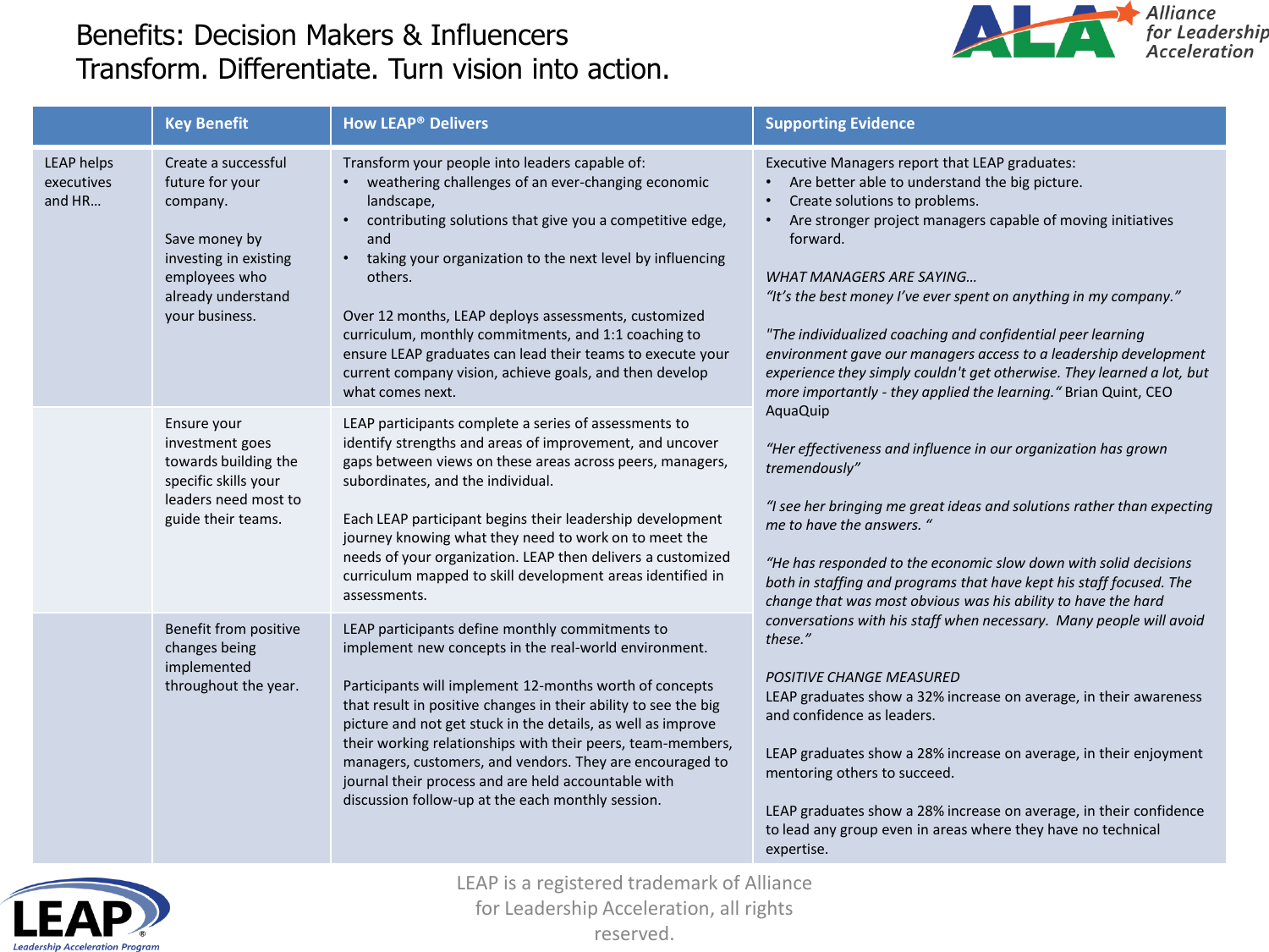# Benefits: Decision Makers & Influencers

## Transform. Differentiate. Turn vision into action.

| | Key Benefit | How LEAP® Delivers | Supporting Evidence |
|---|---|---|---|
| LEAP helps executives and HR… | Create a successful future for your company.<br><br>Save money by investing in existing employees who already understand your business. | Transform your people into leaders capable of:<br>• weathering challenges of an ever-changing economic landscape,<br>• contributing solutions that give you a competitive edge, and<br>• taking your organization to the next level by influencing others.<br><br>Over 12 months, LEAP deploys assessments, customized curriculum, monthly commitments, and 1:1 coaching to ensure LEAP graduates can lead their teams to execute your current company vision, achieve goals, and then develop what comes next. | Executive Managers report that LEAP graduates:<br>• Are better able to understand the big picture.<br>• Create solutions to problems.<br>• Are stronger project managers capable of moving initiatives forward.<br><br>*WHAT MANAGERS ARE SAYING…*<br>*"It's the best money I've ever spent on anything in my company."*<br><br>*"The individualized coaching and confidential peer learning environment gave our managers access to a leadership development experience they simply couldn't get otherwise. They learned a lot, but more importantly - they applied the learning."* Brian Quint, CEO AquaQuip<br><br>*"Her effectiveness and influence in our organization has grown tremendously"*<br><br>*"I see her bringing me great ideas and solutions rather than expecting me to have the answers. "*<br><br>*"He has responded to the economic slow down with solid decisions both in staffing and programs that have kept his staff focused. The change that was most obvious was his ability to have the hard conversations with his staff when necessary. Many people will avoid these."*<br><br>*POSITIVE CHANGE MEASURED*<br>LEAP graduates show a 32% increase on average, in their awareness and confidence as leaders.<br><br>LEAP graduates show a 28% increase on average, in their enjoyment mentoring others to succeed.<br><br>LEAP graduates show a 28% increase on average, in their confidence to lead any group even in areas where they have no technical expertise. |
| | Ensure your investment goes towards building the specific skills your leaders need most to guide their teams. | LEAP participants complete a series of assessments to identify strengths and areas of improvement, and uncover gaps between views on these areas across peers, managers, subordinates, and the individual.<br><br>Each LEAP participant begins their leadership development journey knowing what they need to work on to meet the needs of your organization. LEAP then delivers a customized curriculum mapped to skill development areas identified in assessments. | |
| | Benefit from positive changes being implemented throughout the year. | LEAP participants define monthly commitments to implement new concepts in the real-world environment.<br><br>Participants will implement 12-months worth of concepts that result in positive changes in their ability to see the big picture and not get stuck in the details, as well as improve their working relationships with their peers, team-members, managers, customers, and vendors. They are encouraged to journal their process and are held accountable with discussion follow-up at the each monthly session. | |

LEAP is a registered trademark of Alliance for Leadership Acceleration, all rights reserved.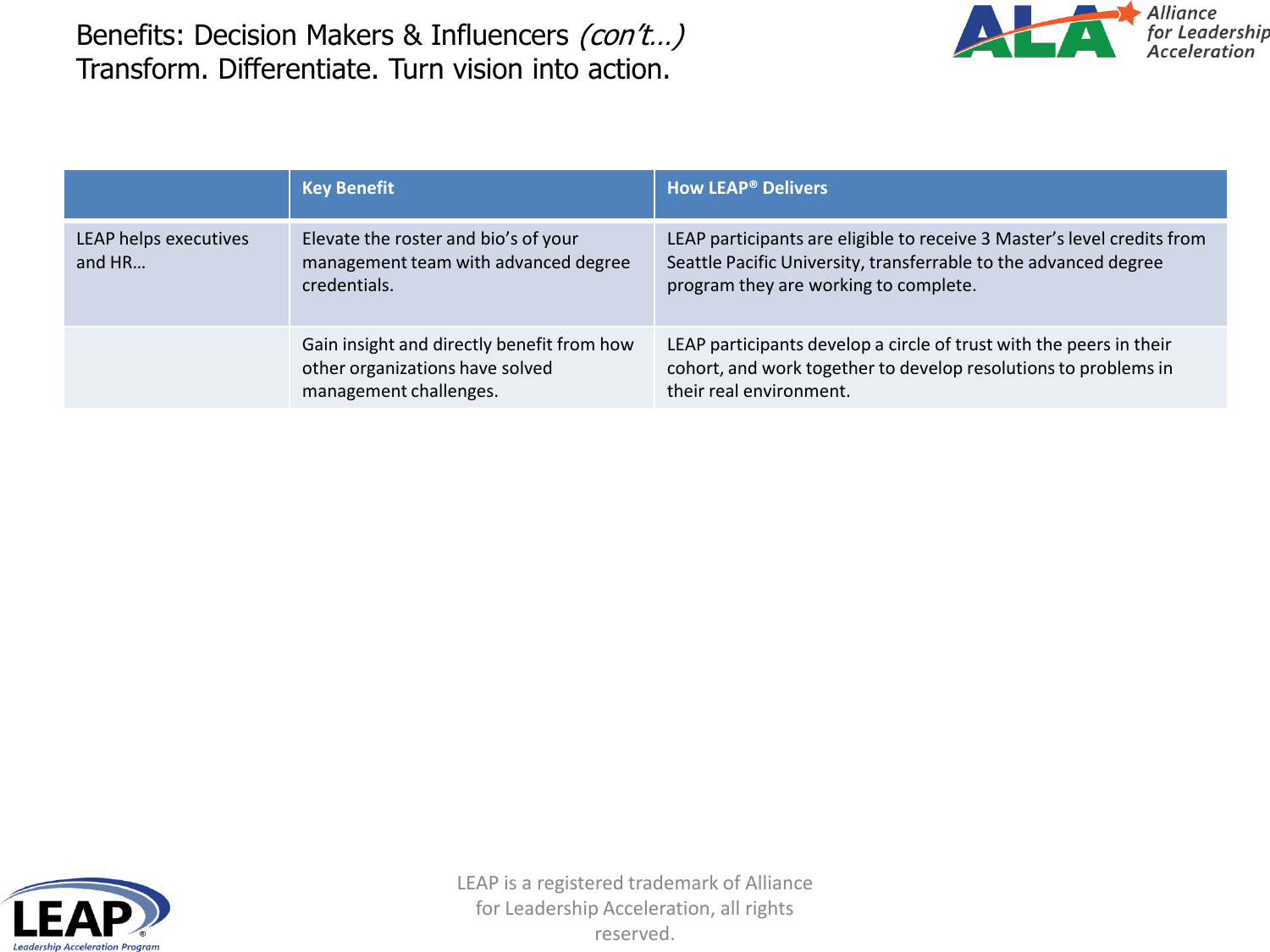# Benefits: Decision Makers & Influencers *(con't…)*
# Transform. Differentiate. Turn vision into action.

| | **Key Benefit** | **How LEAP® Delivers** |
|---|---|---|
| LEAP helps executives and HR… | Elevate the roster and bio's of your management team with advanced degree credentials. | LEAP participants are eligible to receive 3 Master's level credits from Seattle Pacific University, transferrable to the advanced degree program they are working to complete. |
| | Gain insight and directly benefit from how other organizations have solved management challenges. | LEAP participants develop a circle of trust with the peers in their cohort, and work together to develop resolutions to problems in their real environment. |

LEAP is a registered trademark of Alliance for Leadership Acceleration, all rights reserved.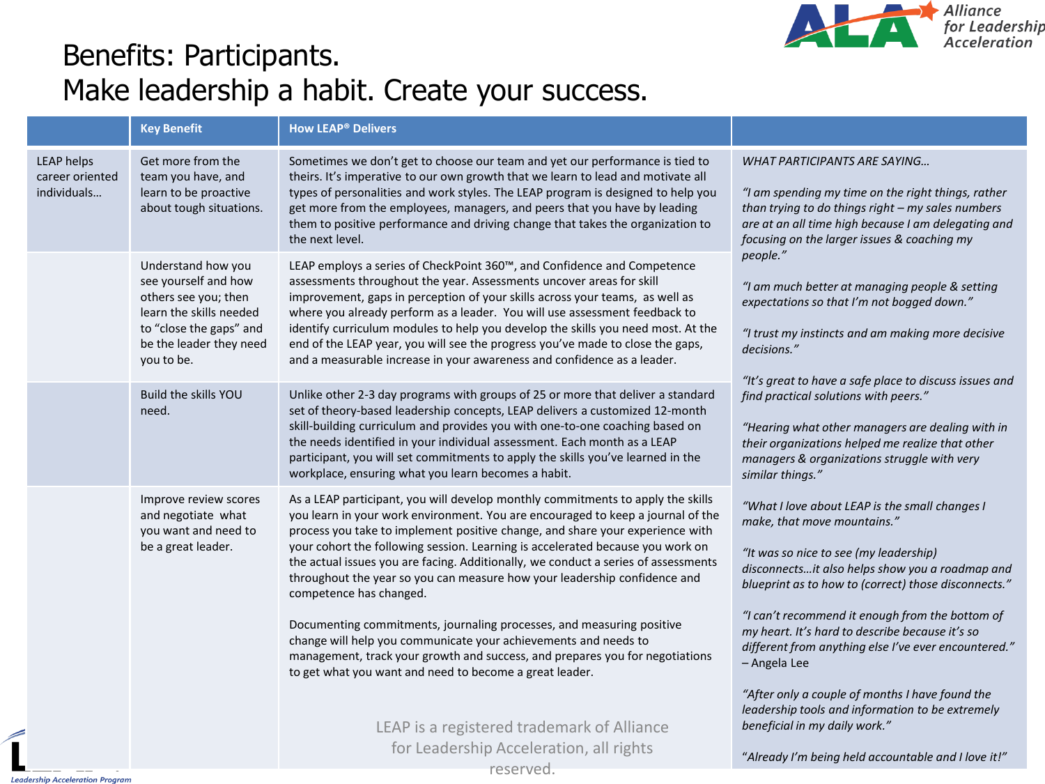# Benefits: Participants.
# Make leadership a habit. Create your success.

| | Key Benefit | How LEAP® Delivers | |
|---|---|---|---|
| LEAP helps career oriented individuals… | Get more from the team you have, and learn to be proactive about tough situations. | Sometimes we don't get to choose our team and yet our performance is tied to theirs. It's imperative to our own growth that we learn to lead and motivate all types of personalities and work styles. The LEAP program is designed to help you get more from the employees, managers, and peers that you have by leading them to positive performance and driving change that takes the organization to the next level. | *WHAT PARTICIPANTS ARE SAYING…*<br><br>*"I am spending my time on the right things, rather than trying to do things right – my sales numbers are at an all time high because I am delegating and focusing on the larger issues & coaching my people."*<br><br>*"I am much better at managing people & setting expectations so that I'm not bogged down."*<br><br>*"I trust my instincts and am making more decisive decisions."*<br><br>*"It's great to have a safe place to discuss issues and find practical solutions with peers."*<br><br>*"Hearing what other managers are dealing with in their organizations helped me realize that other managers & organizations struggle with very similar things."*<br><br>*"What I love about LEAP is the small changes I make, that move mountains."*<br><br>*"It was so nice to see (my leadership) disconnects…it also helps show you a roadmap and blueprint as to how to (correct) those disconnects."*<br><br>*"I can't recommend it enough from the bottom of my heart. It's hard to describe because it's so different from anything else I've ever encountered."* – Angela Lee<br><br>*"After only a couple of months I have found the leadership tools and information to be extremely beneficial in my daily work."*<br><br>*"Already I'm being held accountable and I love it!"* |
| | Understand how you see yourself and how others see you; then learn the skills needed to "close the gaps" and be the leader they need you to be. | LEAP employs a series of CheckPoint 360™, and Confidence and Competence assessments throughout the year. Assessments uncover areas for skill improvement, gaps in perception of your skills across your teams, as well as where you already perform as a leader. You will use assessment feedback to identify curriculum modules to help you develop the skills you need most. At the end of the LEAP year, you will see the progress you've made to close the gaps, and a measurable increase in your awareness and confidence as a leader. | |
| | Build the skills YOU need. | Unlike other 2-3 day programs with groups of 25 or more that deliver a standard set of theory-based leadership concepts, LEAP delivers a customized 12-month skill-building curriculum and provides you with one-to-one coaching based on the needs identified in your individual assessment. Each month as a LEAP participant, you will set commitments to apply the skills you've learned in the workplace, ensuring what you learn becomes a habit. | |
| | Improve review scores and negotiate what you want and need to be a great leader. | As a LEAP participant, you will develop monthly commitments to apply the skills you learn in your work environment. You are encouraged to keep a journal of the process you take to implement positive change, and share your experience with your cohort the following session. Learning is accelerated because you work on the actual issues you are facing. Additionally, we conduct a series of assessments throughout the year so you can measure how your leadership confidence and competence has changed.<br><br>Documenting commitments, journaling processes, and measuring positive change will help you communicate your achievements and needs to management, track your growth and success, and prepares you for negotiations to get what you want and need to become a great leader. | |

LEAP is a registered trademark of Alliance for Leadership Acceleration, all rights reserved.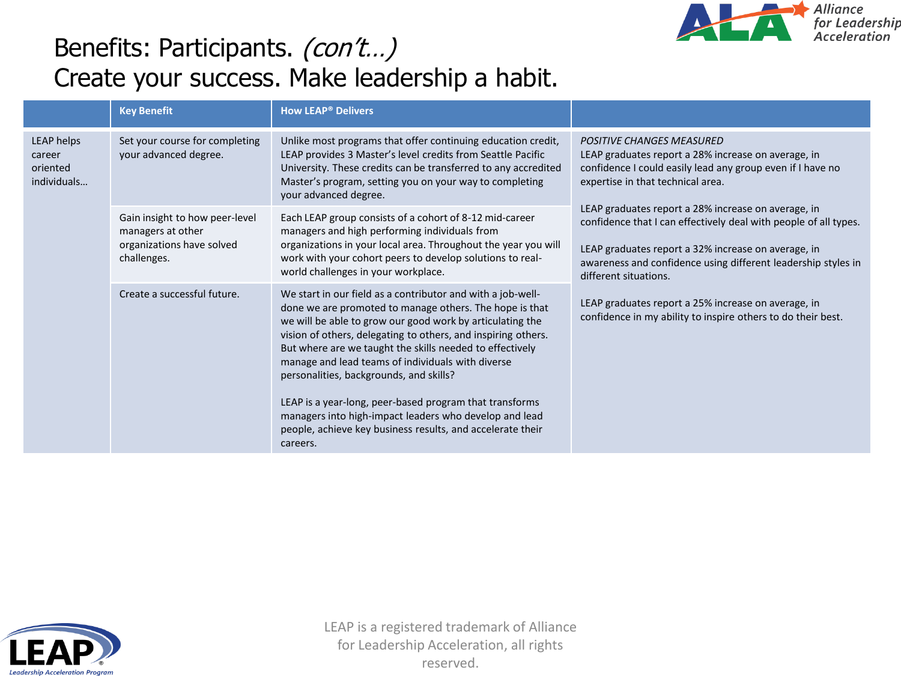# Benefits: Participants. *(con't…)*
# Create your success. Make leadership a habit.

| | Key Benefit | How LEAP® Delivers | |
|---|---|---|---|
| LEAP helps career oriented individuals… | Set your course for completing your advanced degree. | Unlike most programs that offer continuing education credit, LEAP provides 3 Master's level credits from Seattle Pacific University. These credits can be transferred to any accredited Master's program, setting you on your way to completing your advanced degree. | *POSITIVE CHANGES MEASURED*<br>LEAP graduates report a 28% increase on average, in confidence I could easily lead any group even if I have no expertise in that technical area.<br><br>LEAP graduates report a 28% increase on average, in confidence that I can effectively deal with people of all types.<br><br>LEAP graduates report a 32% increase on average, in awareness and confidence using different leadership styles in different situations.<br><br>LEAP graduates report a 25% increase on average, in confidence in my ability to inspire others to do their best. |
| | Gain insight to how peer-level managers at other organizations have solved challenges. | Each LEAP group consists of a cohort of 8-12 mid-career managers and high performing individuals from organizations in your local area. Throughout the year you will work with your cohort peers to develop solutions to real-world challenges in your workplace. | |
| | Create a successful future. | We start in our field as a contributor and with a job-well-done we are promoted to manage others. The hope is that we will be able to grow our good work by articulating the vision of others, delegating to others, and inspiring others. But where are we taught the skills needed to effectively manage and lead teams of individuals with diverse personalities, backgrounds, and skills?<br><br>LEAP is a year-long, peer-based program that transforms managers into high-impact leaders who develop and lead people, achieve key business results, and accelerate their careers. | |

LEAP is a registered trademark of Alliance for Leadership Acceleration, all rights reserved.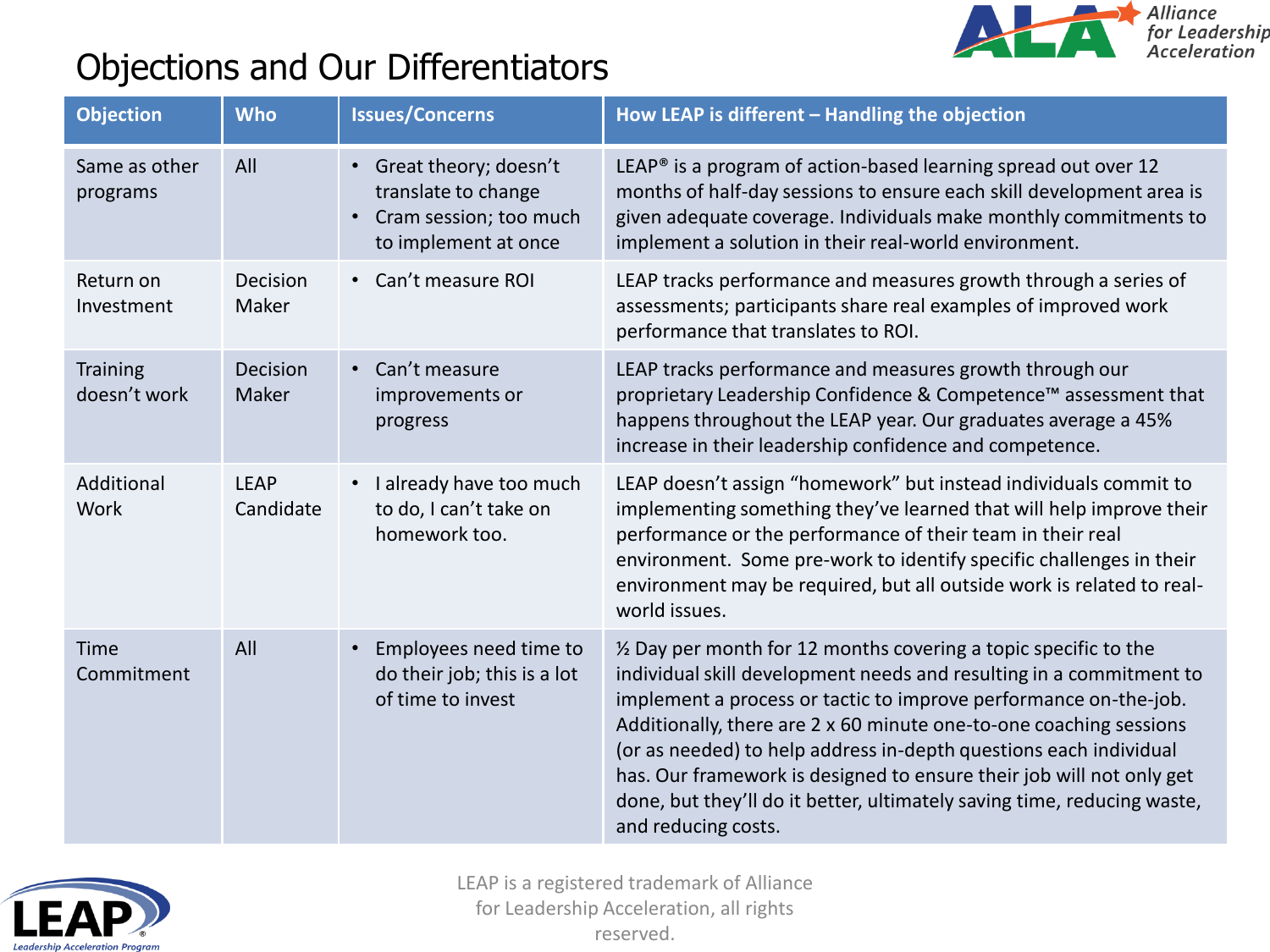# Objections and Our Differentiators

| Objection | Who | Issues/Concerns | How LEAP is different – Handling the objection |
|---|---|---|---|
| Same as other programs | All | • Great theory; doesn't translate to change<br>• Cram session; too much to implement at once | LEAP® is a program of action-based learning spread out over 12 months of half-day sessions to ensure each skill development area is given adequate coverage. Individuals make monthly commitments to implement a solution in their real-world environment. |
| Return on Investment | Decision Maker | • Can't measure ROI | LEAP tracks performance and measures growth through a series of assessments; participants share real examples of improved work performance that translates to ROI. |
| Training doesn't work | Decision Maker | • Can't measure improvements or progress | LEAP tracks performance and measures growth through our proprietary Leadership Confidence & Competence™ assessment that happens throughout the LEAP year. Our graduates average a 45% increase in their leadership confidence and competence. |
| Additional Work | LEAP Candidate | • I already have too much to do, I can't take on homework too. | LEAP doesn't assign "homework" but instead individuals commit to implementing something they've learned that will help improve their performance or the performance of their team in their real environment. Some pre-work to identify specific challenges in their environment may be required, but all outside work is related to real-world issues. |
| Time Commitment | All | • Employees need time to do their job; this is a lot of time to invest | ½ Day per month for 12 months covering a topic specific to the individual skill development needs and resulting in a commitment to implement a process or tactic to improve performance on-the-job. Additionally, there are 2 x 60 minute one-to-one coaching sessions (or as needed) to help address in-depth questions each individual has. Our framework is designed to ensure their job will not only get done, but they'll do it better, ultimately saving time, reducing waste, and reducing costs. |

LEAP is a registered trademark of Alliance for Leadership Acceleration, all rights reserved.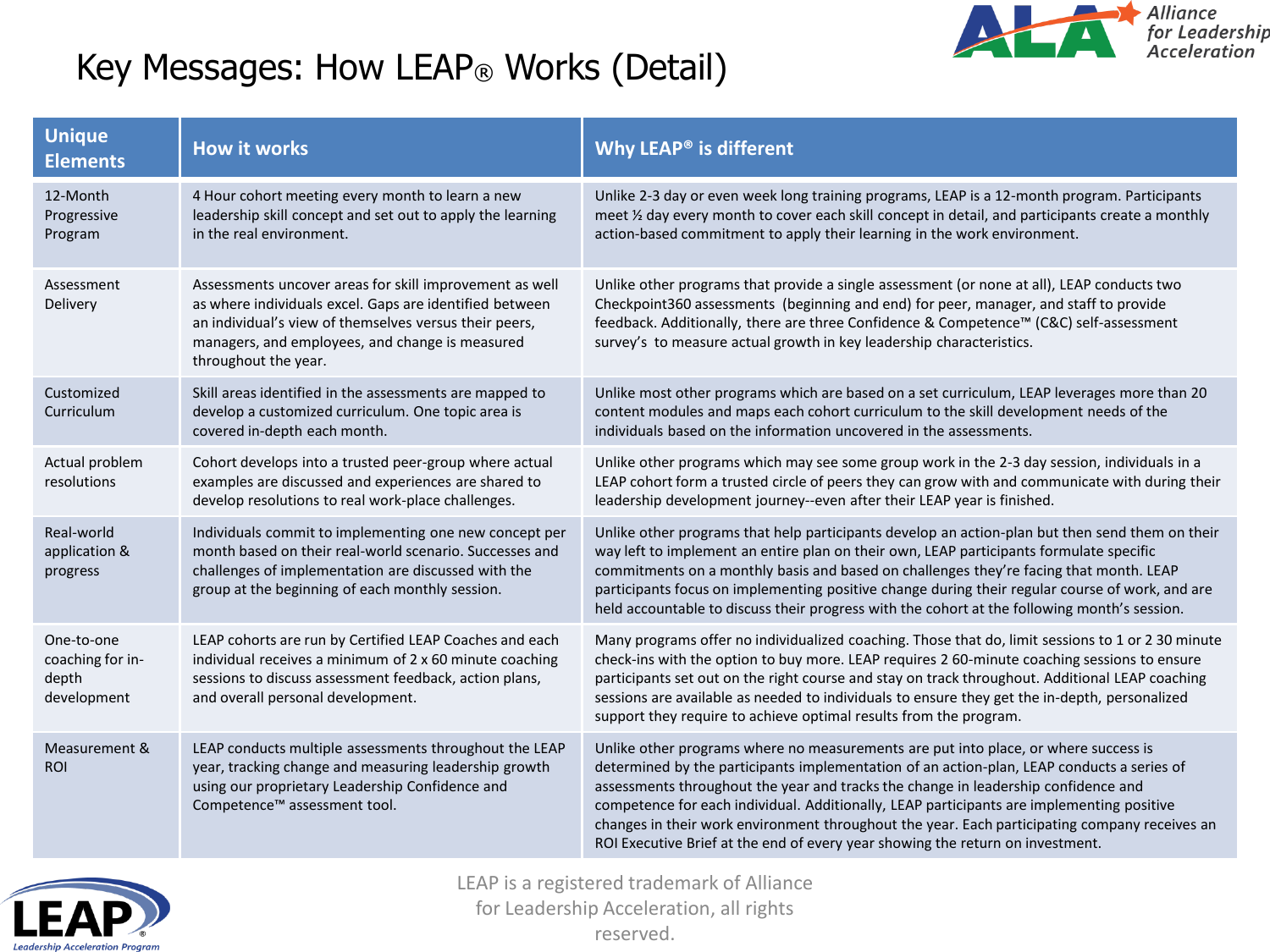# Key Messages: How LEAP® Works (Detail)

| Unique Elements | How it works | Why LEAP® is different |
|---|---|---|
| 12-Month Progressive Program | 4 Hour cohort meeting every month to learn a new leadership skill concept and set out to apply the learning in the real environment. | Unlike 2-3 day or even week long training programs, LEAP is a 12-month program. Participants meet ½ day every month to cover each skill concept in detail, and participants create a monthly action-based commitment to apply their learning in the work environment. |
| Assessment Delivery | Assessments uncover areas for skill improvement as well as where individuals excel. Gaps are identified between an individual's view of themselves versus their peers, managers, and employees, and change is measured throughout the year. | Unlike other programs that provide a single assessment (or none at all), LEAP conducts two Checkpoint360 assessments (beginning and end) for peer, manager, and staff to provide feedback. Additionally, there are three Confidence & Competence™ (C&C) self-assessment survey's to measure actual growth in key leadership characteristics. |
| Customized Curriculum | Skill areas identified in the assessments are mapped to develop a customized curriculum. One topic area is covered in-depth each month. | Unlike most other programs which are based on a set curriculum, LEAP leverages more than 20 content modules and maps each cohort curriculum to the skill development needs of the individuals based on the information uncovered in the assessments. |
| Actual problem resolutions | Cohort develops into a trusted peer-group where actual examples are discussed and experiences are shared to develop resolutions to real work-place challenges. | Unlike other programs which may see some group work in the 2-3 day session, individuals in a LEAP cohort form a trusted circle of peers they can grow with and communicate with during their leadership development journey--even after their LEAP year is finished. |
| Real-world application & progress | Individuals commit to implementing one new concept per month based on their real-world scenario. Successes and challenges of implementation are discussed with the group at the beginning of each monthly session. | Unlike other programs that help participants develop an action-plan but then send them on their way left to implement an entire plan on their own, LEAP participants formulate specific commitments on a monthly basis and based on challenges they're facing that month. LEAP participants focus on implementing positive change during their regular course of work, and are held accountable to discuss their progress with the cohort at the following month's session. |
| One-to-one coaching for in-depth development | LEAP cohorts are run by Certified LEAP Coaches and each individual receives a minimum of 2 x 60 minute coaching sessions to discuss assessment feedback, action plans, and overall personal development. | Many programs offer no individualized coaching. Those that do, limit sessions to 1 or 2 30 minute check-ins with the option to buy more. LEAP requires 2 60-minute coaching sessions to ensure participants set out on the right course and stay on track throughout. Additional LEAP coaching sessions are available as needed to individuals to ensure they get the in-depth, personalized support they require to achieve optimal results from the program. |
| Measurement & ROI | LEAP conducts multiple assessments throughout the LEAP year, tracking change and measuring leadership growth using our proprietary Leadership Confidence and Competence™ assessment tool. | Unlike other programs where no measurements are put into place, or where success is determined by the participants implementation of an action-plan, LEAP conducts a series of assessments throughout the year and tracks the change in leadership confidence and competence for each individual. Additionally, LEAP participants are implementing positive changes in their work environment throughout the year. Each participating company receives an ROI Executive Brief at the end of every year showing the return on investment. |

LEAP is a registered trademark of Alliance for Leadership Acceleration, all rights reserved.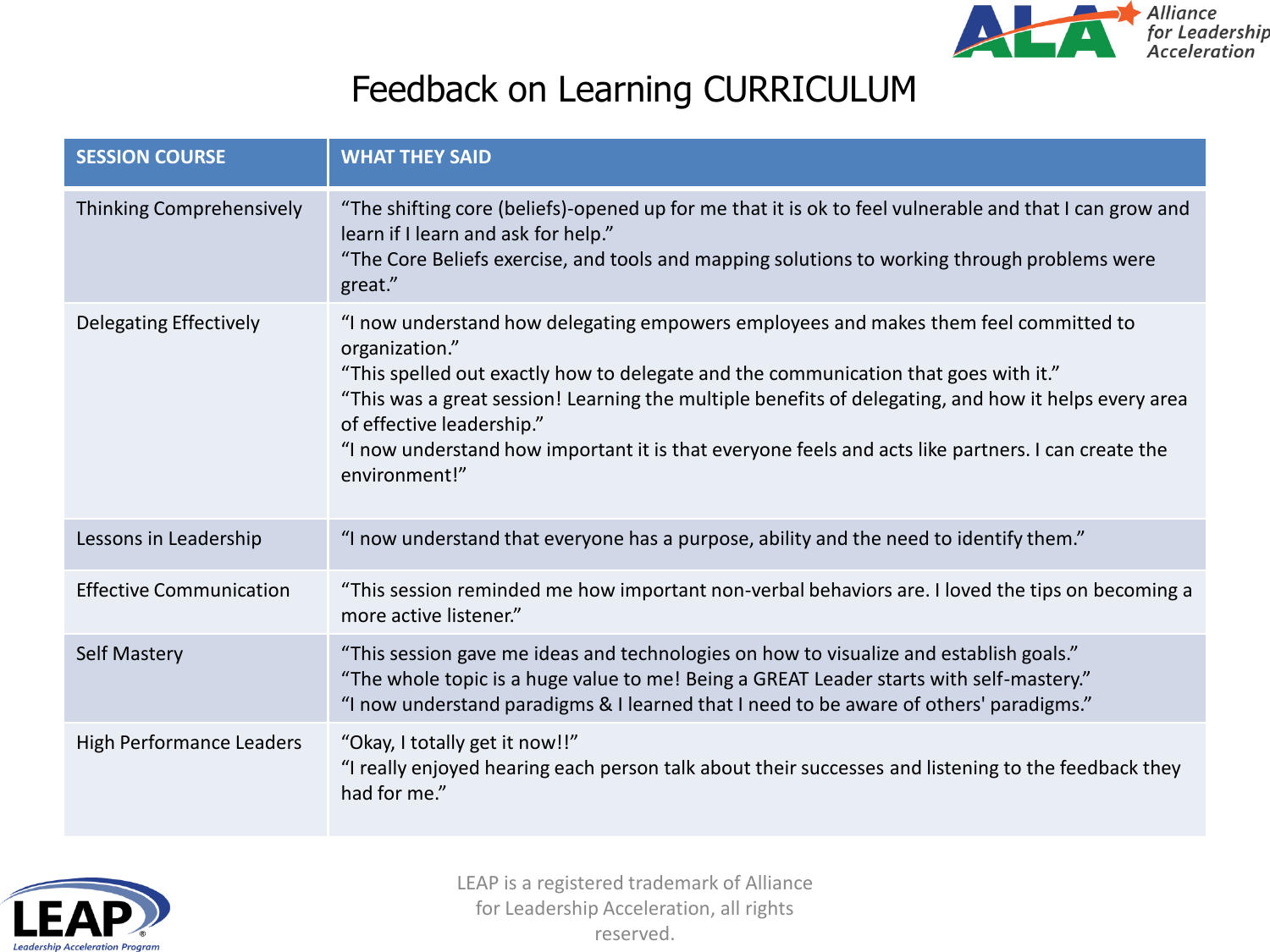# Feedback on Learning CURRICULUM

| SESSION COURSE | WHAT THEY SAID |
|---|---|
| Thinking Comprehensively | "The shifting core (beliefs)-opened up for me that it is ok to feel vulnerable and that I can grow and learn if I learn and ask for help."<br>"The Core Beliefs exercise, and tools and mapping solutions to working through problems were great." |
| Delegating Effectively | "I now understand how delegating empowers employees and makes them feel committed to organization."<br>"This spelled out exactly how to delegate and the communication that goes with it."<br>"This was a great session! Learning the multiple benefits of delegating, and how it helps every area of effective leadership."<br>"I now understand how important it is that everyone feels and acts like partners. I can create the environment!" |
| Lessons in Leadership | "I now understand that everyone has a purpose, ability and the need to identify them." |
| Effective Communication | "This session reminded me how important non-verbal behaviors are. I loved the tips on becoming a more active listener." |
| Self Mastery | "This session gave me ideas and technologies on how to visualize and establish goals."<br>"The whole topic is a huge value to me! Being a GREAT Leader starts with self-mastery."<br>"I now understand paradigms & I learned that I need to be aware of others' paradigms." |
| High Performance Leaders | "Okay, I totally get it now!!"<br>"I really enjoyed hearing each person talk about their successes and listening to the feedback they had for me." |

LEAP is a registered trademark of Alliance for Leadership Acceleration, all rights reserved.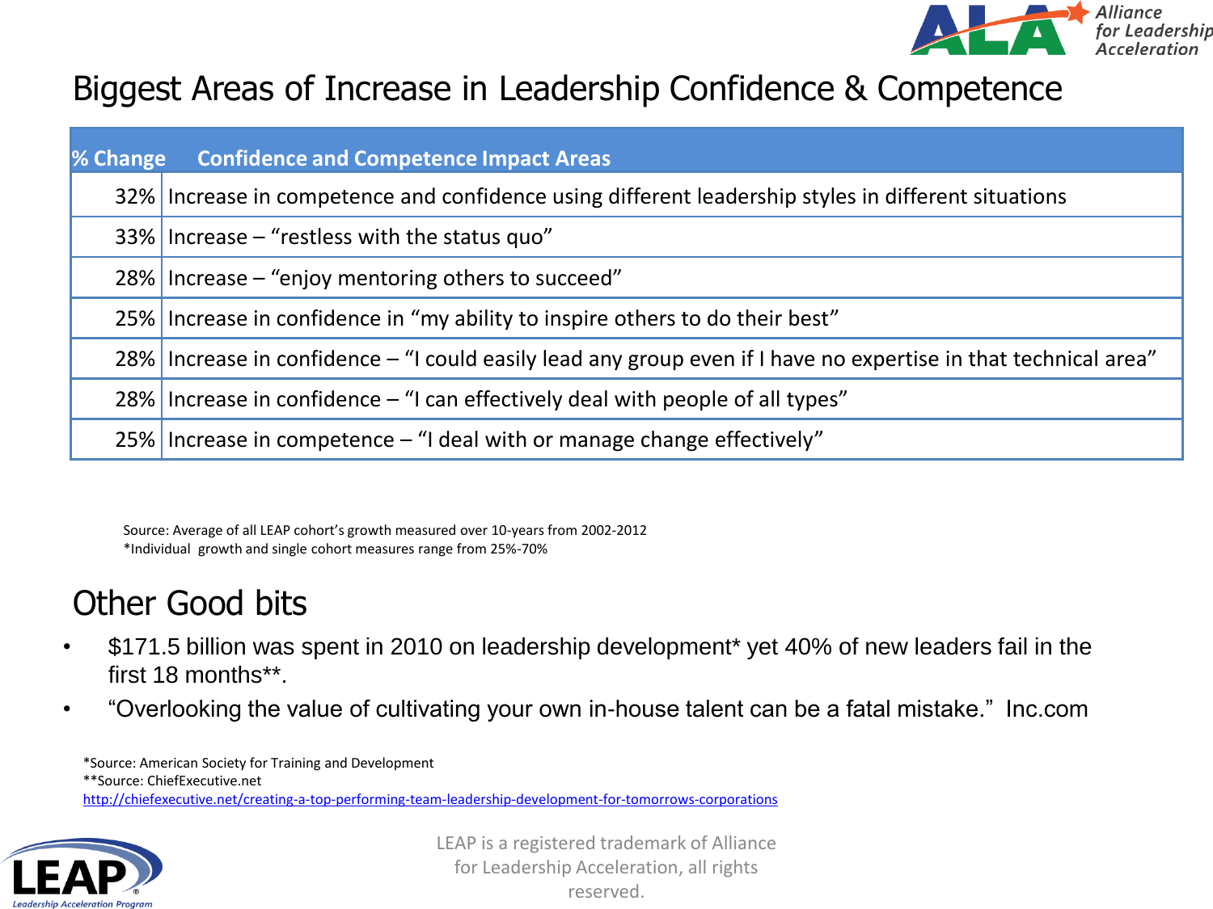# Biggest Areas of Increase in Leadership Confidence & Competence

| % Change | Confidence and Competence Impact Areas |
|---|---|
| 32% | Increase in competence and confidence using different leadership styles in different situations |
| 33% | Increase – “restless with the status quo” |
| 28% | Increase – “enjoy mentoring others to succeed” |
| 25% | Increase in confidence in “my ability to inspire others to do their best” |
| 28% | Increase in confidence – “I could easily lead any group even if I have no expertise in that technical area” |
| 28% | Increase in confidence – “I can effectively deal with people of all types” |
| 25% | Increase in competence – “I deal with or manage change effectively” |

Source: Average of all LEAP cohort’s growth measured over 10-years from 2002-2012
*Individual growth and single cohort measures range from 25%-70%

# Other Good bits

- $171.5 billion was spent in 2010 on leadership development* yet 40% of new leaders fail in the first 18 months**.
- “Overlooking the value of cultivating your own in-house talent can be a fatal mistake.” Inc.com

*Source: American Society for Training and Development
**Source: ChiefExecutive.net
http://chiefexecutive.net/creating-a-top-performing-team-leadership-development-for-tomorrows-corporations

LEAP is a registered trademark of Alliance for Leadership Acceleration, all rights reserved.